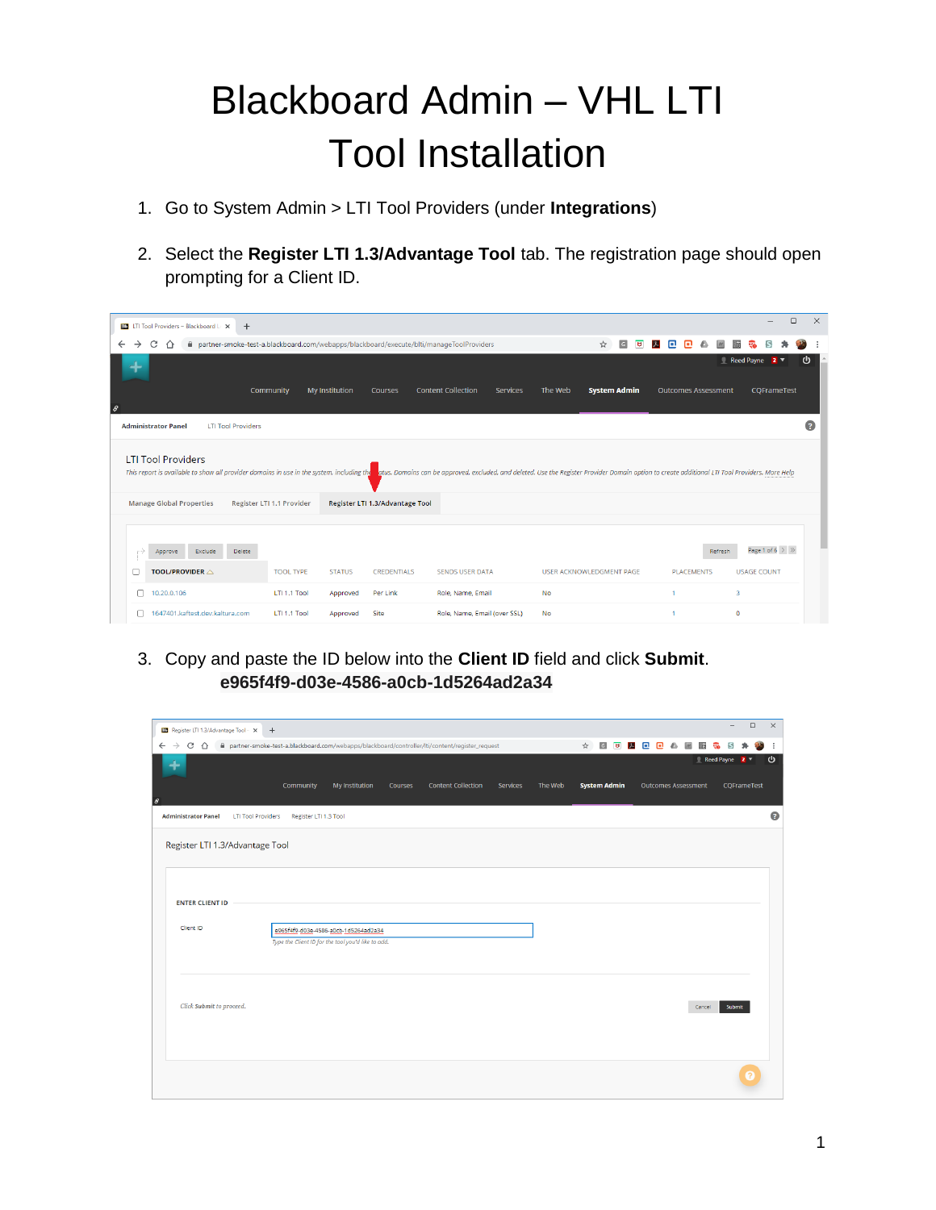# Blackboard Admin – VHL LTI Tool Installation

1. Go to System Admin > LTI Tool Providers (under **Integrations**)

2. Select the **Register LTI 1.3/Advantage Tool** tab. The registration page should open prompting for a Client ID.

3. Copy and paste the ID below into the **Client ID** field and click **Submit**.
   **e965f4f9-d03e-4586-a0cb-1d5264ad2a34**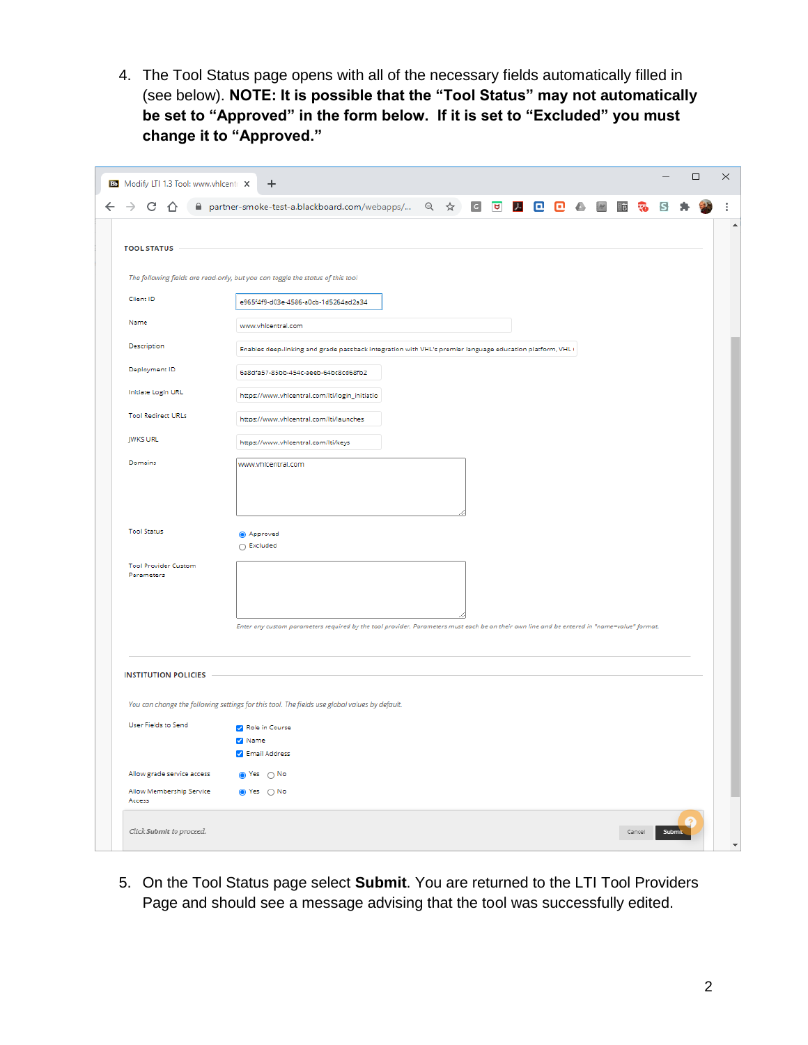4. The Tool Status page opens with all of the necessary fields automatically filled in (see below). **NOTE: It is possible that the "Tool Status" may not automatically be set to "Approved" in the form below. If it is set to "Excluded" you must change it to "Approved."**

5. On the Tool Status page select **Submit**. You are returned to the LTI Tool Providers Page and should see a message advising that the tool was successfully edited.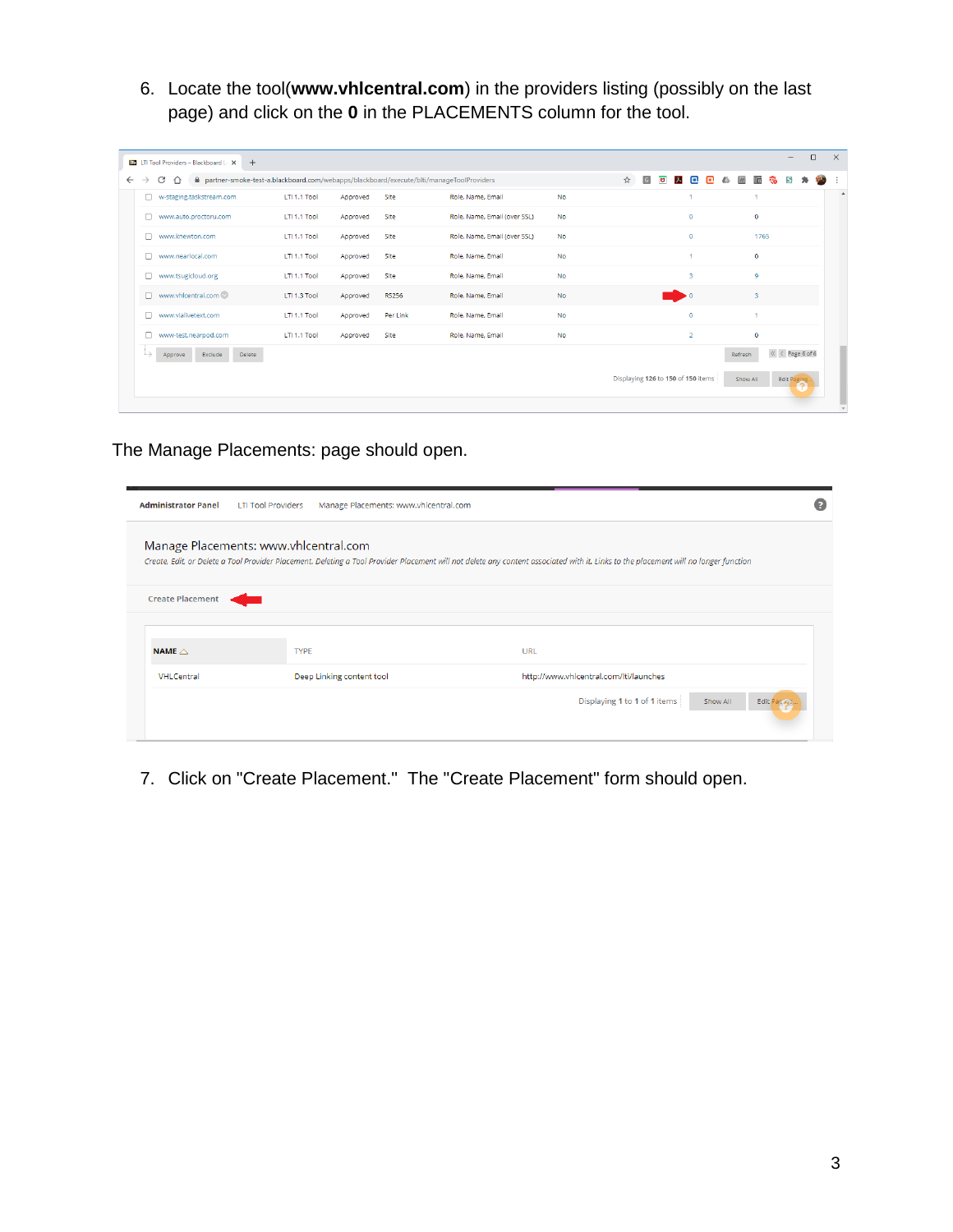6. Locate the tool(**www.vhlcentral.com**) in the providers listing (possibly on the last page) and click on the **0** in the PLACEMENTS column for the tool.

The Manage Placements: page should open.

7. Click on "Create Placement." The "Create Placement" form should open.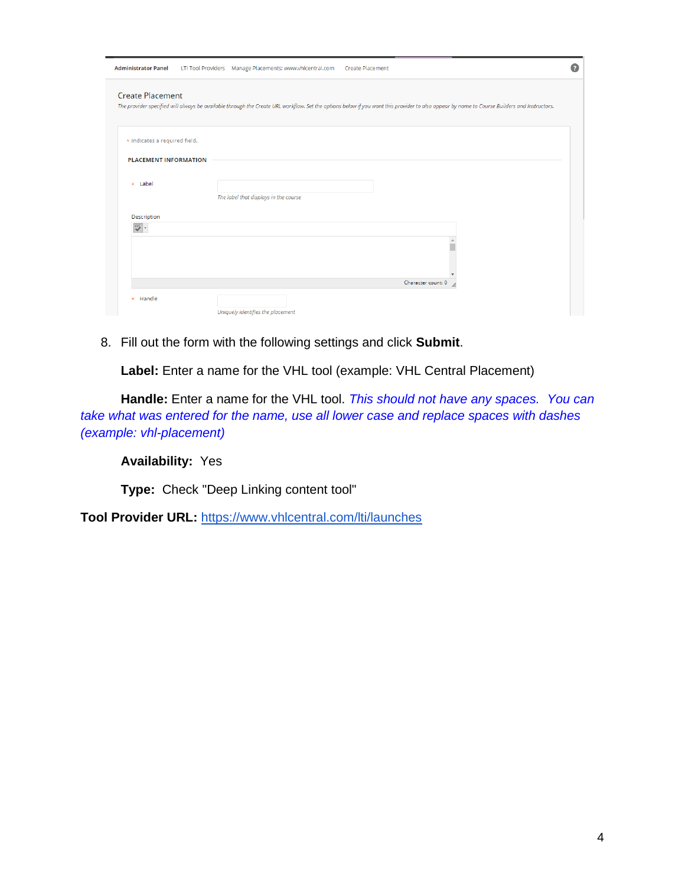8. Fill out the form with the following settings and click **Submit**.

    **Label:** Enter a name for the VHL tool (example: VHL Central Placement)

    **Handle:** Enter a name for the VHL tool. *This should not have any spaces. You can take what was entered for the name, use all lower case and replace spaces with dashes (example: vhl-placement)*

    **Availability:** Yes

    **Type:** Check "Deep Linking content tool"

**Tool Provider URL:** [https://www.vhlcentral.com/lti/launches](https://www.vhlcentral.com/lti/launches)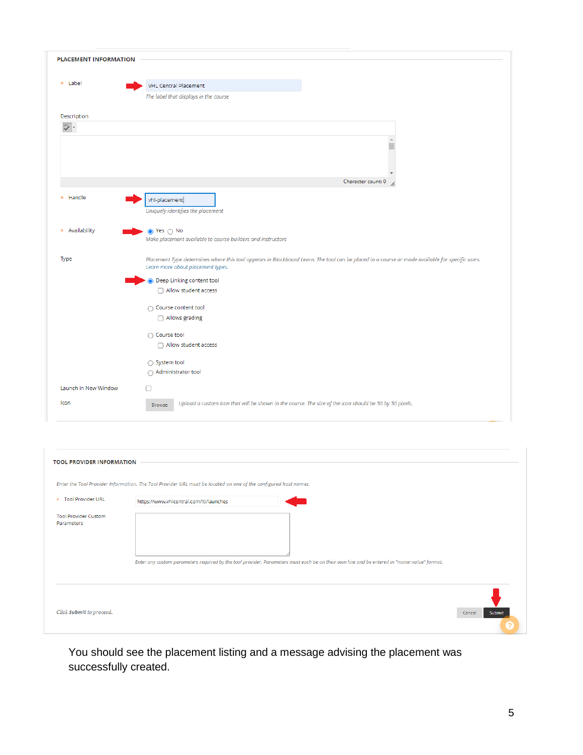**PLACEMENT INFORMATION**

\* Label: VHL Central Placement
*The label that displays in the course*

Description

Character count: 0

\* Handle: vhl-placement
*Uniquely identifies the placement*

\* Availability: ◉ Yes ○ No
*Make placement available to course builders and instructors*

Type
*Placement Type determines where this tool appears in Blackboard Learn. The tool can be placed in a course or made available for specific users. Learn more about placement types.*

- ◉ Deep Linking content tool
  - ☐ Allow student access
- ○ Course content tool
  - ☐ Allows grading
- ○ Course tool
  - ☐ Allow student access
- ○ System tool
- ○ Administrator tool

Launch in New Window ☐

Icon: Browse *Upload a custom icon that will be shown in the course. The size of the icon should be 50 by 50 pixels.*

**TOOL PROVIDER INFORMATION**

*Enter the Tool Provider Information. The Tool Provider URL must be located on one of the configured host names.*

\* Tool Provider URL: https://www.vhlcentral.com/lti/launches

Tool Provider Custom Parameters

*Enter any custom parameters required by the tool provider. Parameters must each be on their own line and be entered in "name=value" format.*

*Click **Submit** to proceed.*

Cancel | Submit

You should see the placement listing and a message advising the placement was successfully created.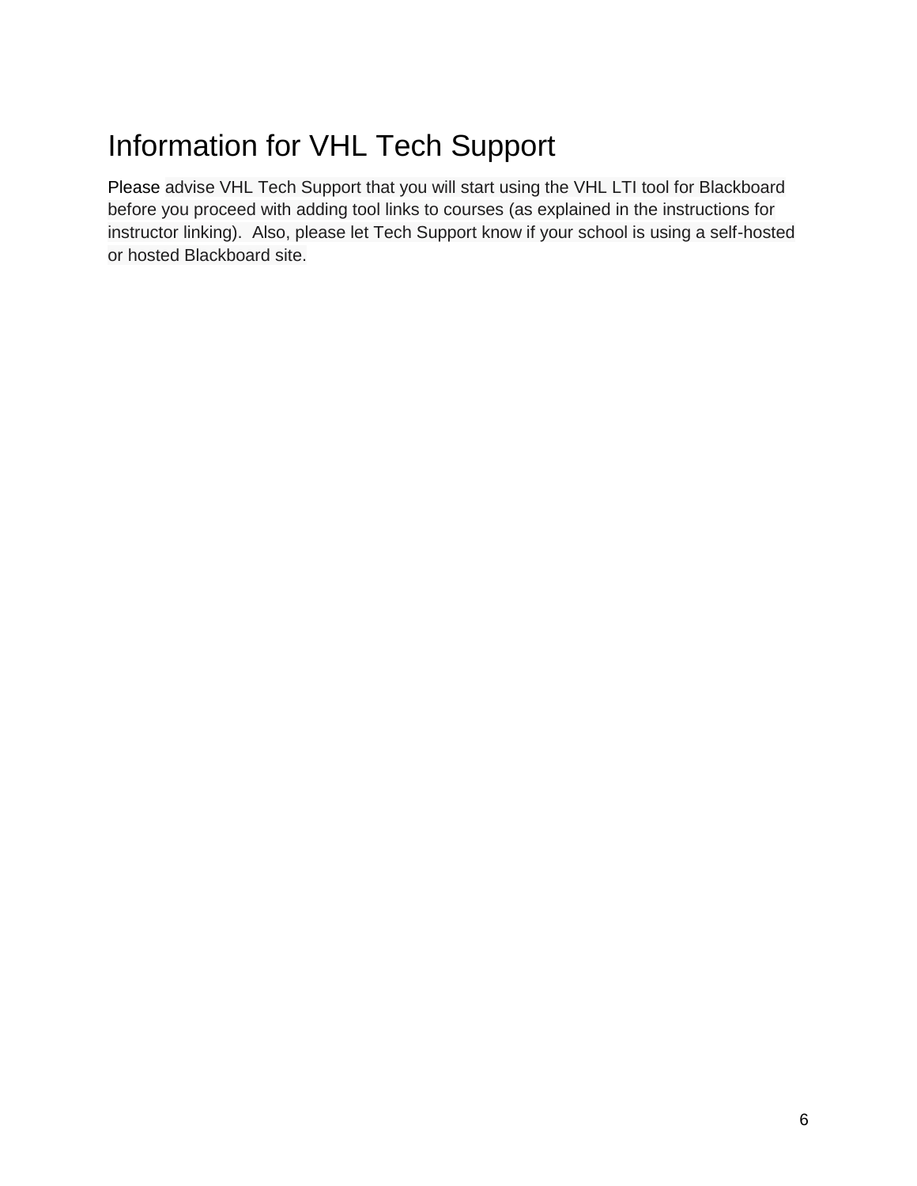# Information for VHL Tech Support

Please advise VHL Tech Support that you will start using the VHL LTI tool for Blackboard before you proceed with adding tool links to courses (as explained in the instructions for instructor linking). Also, please let Tech Support know if your school is using a self-hosted or hosted Blackboard site.